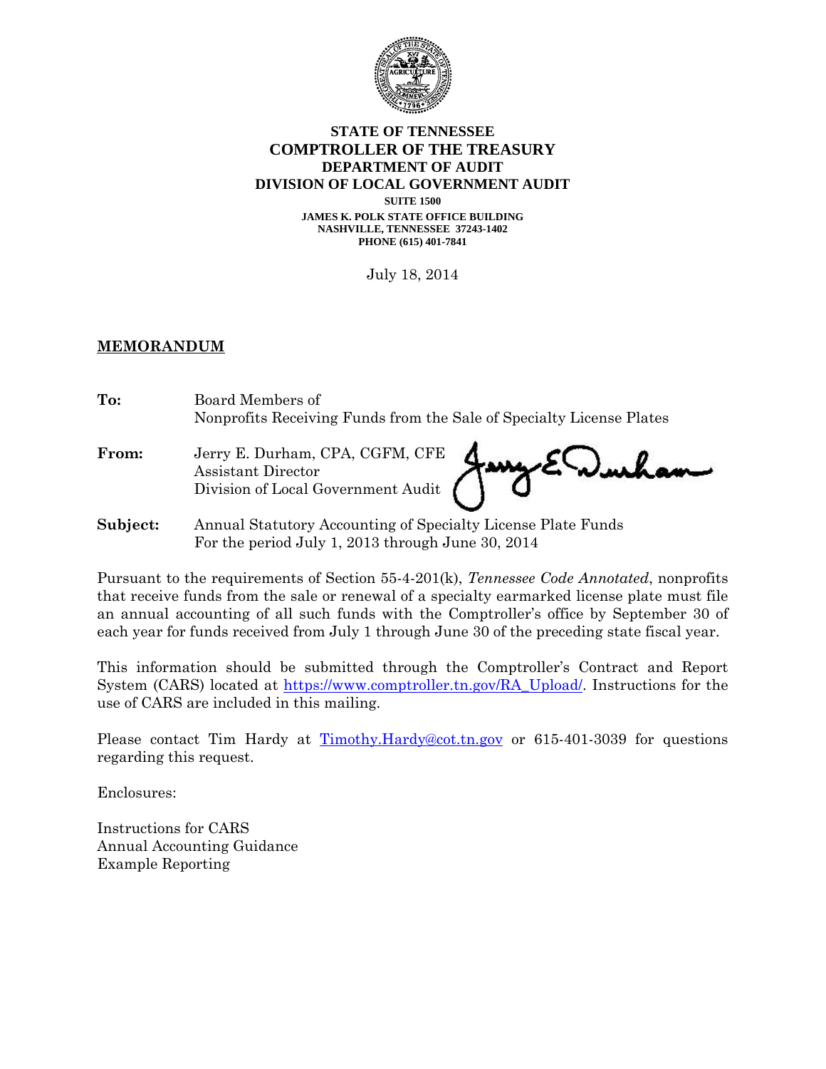**STATE OF TENNESSEE**
**COMPTROLLER OF THE TREASURY**
**DEPARTMENT OF AUDIT**
**DIVISION OF LOCAL GOVERNMENT AUDIT**
**SUITE 1500**
**JAMES K. POLK STATE OFFICE BUILDING**
**NASHVILLE, TENNESSEE 37243-1402**
**PHONE (615) 401-7841**

July 18, 2014

**MEMORANDUM**

**To:** Board Members of
Nonprofits Receiving Funds from the Sale of Specialty License Plates

**From:** Jerry E. Durham, CPA, CGFM, CFE
Assistant Director
Division of Local Government Audit

**Subject:** Annual Statutory Accounting of Specialty License Plate Funds
For the period July 1, 2013 through June 30, 2014

Pursuant to the requirements of Section 55-4-201(k), *Tennessee Code Annotated*, nonprofits that receive funds from the sale or renewal of a specialty earmarked license plate must file an annual accounting of all such funds with the Comptroller's office by September 30 of each year for funds received from July 1 through June 30 of the preceding state fiscal year.

This information should be submitted through the Comptroller's Contract and Report System (CARS) located at https://www.comptroller.tn.gov/RA_Upload/. Instructions for the use of CARS are included in this mailing.

Please contact Tim Hardy at Timothy.Hardy@cot.tn.gov or 615-401-3039 for questions regarding this request.

Enclosures:

Instructions for CARS
Annual Accounting Guidance
Example Reporting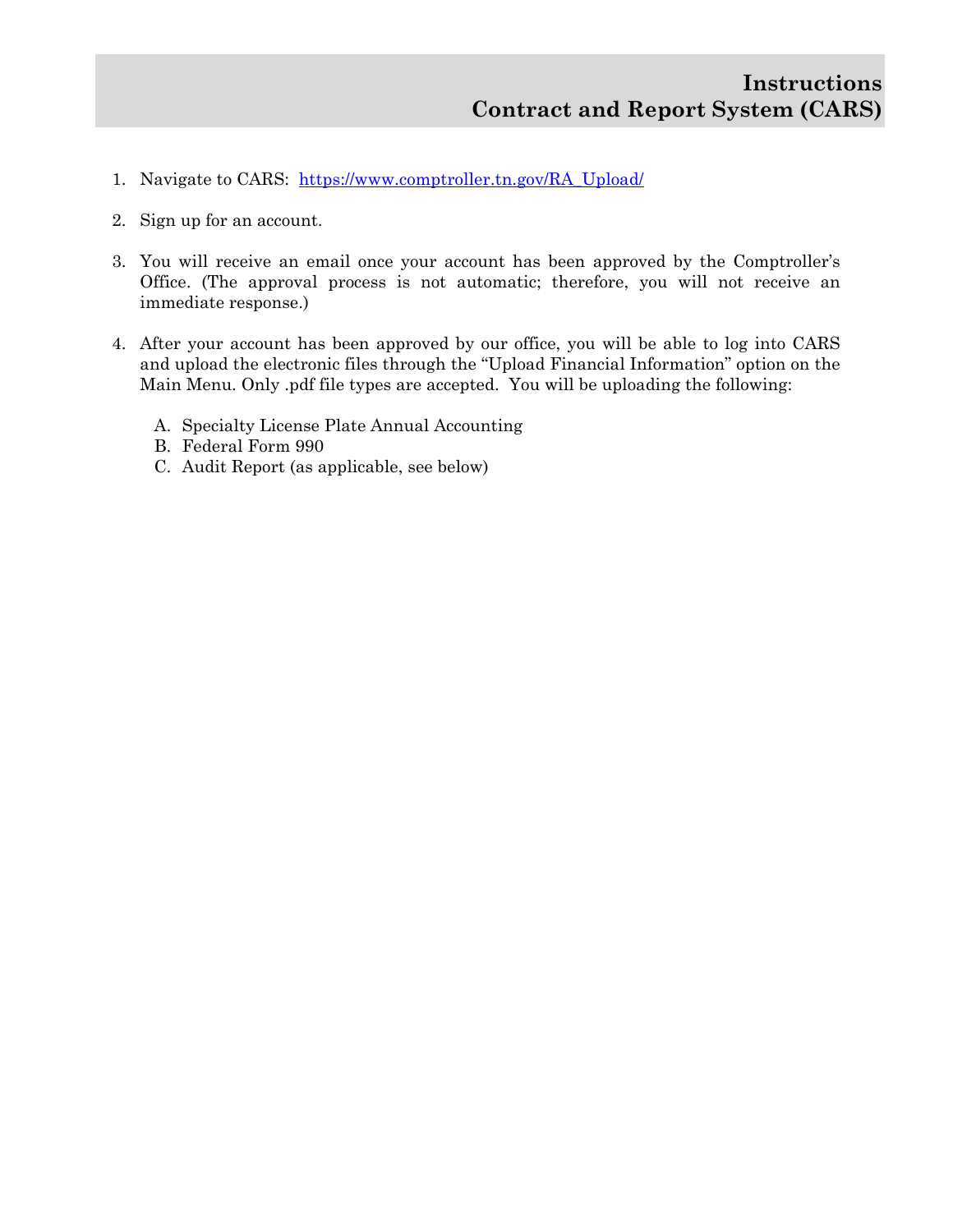# Instructions
# Contract and Report System (CARS)

1. Navigate to CARS: [https://www.comptroller.tn.gov/RA_Upload/](https://www.comptroller.tn.gov/RA_Upload/)

2. Sign up for an account.

3. You will receive an email once your account has been approved by the Comptroller's Office. (The approval process is not automatic; therefore, you will not receive an immediate response.)

4. After your account has been approved by our office, you will be able to log into CARS and upload the electronic files through the "Upload Financial Information" option on the Main Menu. Only .pdf file types are accepted. You will be uploading the following:

   A. Specialty License Plate Annual Accounting
   B. Federal Form 990
   C. Audit Report (as applicable, see below)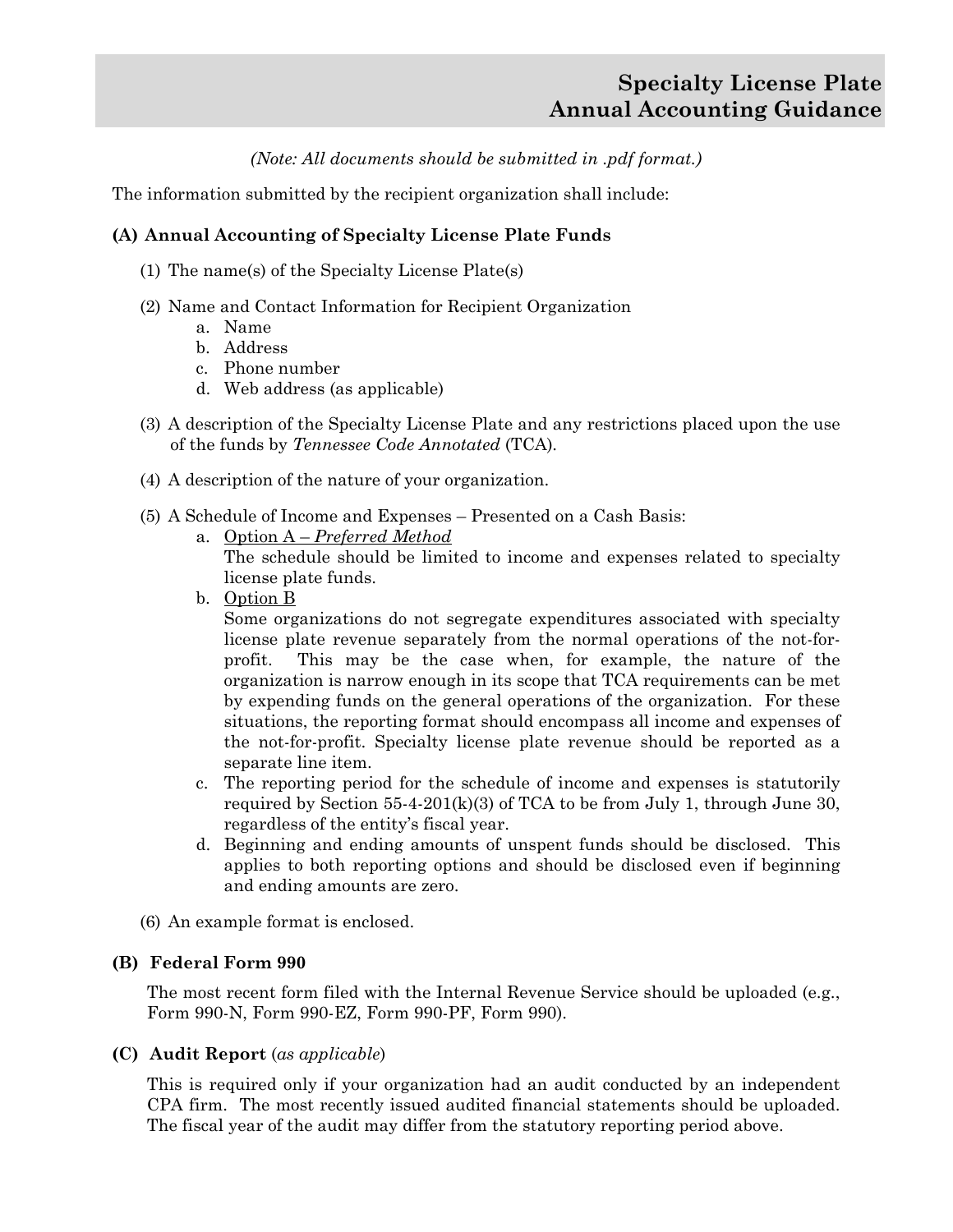# Specialty License Plate Annual Accounting Guidance

*(Note: All documents should be submitted in .pdf format.)*

The information submitted by the recipient organization shall include:

**(A) Annual Accounting of Specialty License Plate Funds**

(1) The name(s) of the Specialty License Plate(s)

(2) Name and Contact Information for Recipient Organization
  a. Name
  b. Address
  c. Phone number
  d. Web address (as applicable)

(3) A description of the Specialty License Plate and any restrictions placed upon the use of the funds by *Tennessee Code Annotated* (TCA).

(4) A description of the nature of your organization.

(5) A Schedule of Income and Expenses – Presented on a Cash Basis:
  a. <u>Option A – *Preferred Method*</u>
  The schedule should be limited to income and expenses related to specialty license plate funds.
  b. <u>Option B</u>
  Some organizations do not segregate expenditures associated with specialty license plate revenue separately from the normal operations of the not-for-profit. This may be the case when, for example, the nature of the organization is narrow enough in its scope that TCA requirements can be met by expending funds on the general operations of the organization. For these situations, the reporting format should encompass all income and expenses of the not-for-profit. Specialty license plate revenue should be reported as a separate line item.
  c. The reporting period for the schedule of income and expenses is statutorily required by Section 55-4-201(k)(3) of TCA to be from July 1, through June 30, regardless of the entity's fiscal year.
  d. Beginning and ending amounts of unspent funds should be disclosed. This applies to both reporting options and should be disclosed even if beginning and ending amounts are zero.

(6) An example format is enclosed.

**(B) Federal Form 990**

The most recent form filed with the Internal Revenue Service should be uploaded (e.g., Form 990-N, Form 990-EZ, Form 990-PF, Form 990).

**(C) Audit Report** (*as applicable*)

This is required only if your organization had an audit conducted by an independent CPA firm. The most recently issued audited financial statements should be uploaded. The fiscal year of the audit may differ from the statutory reporting period above.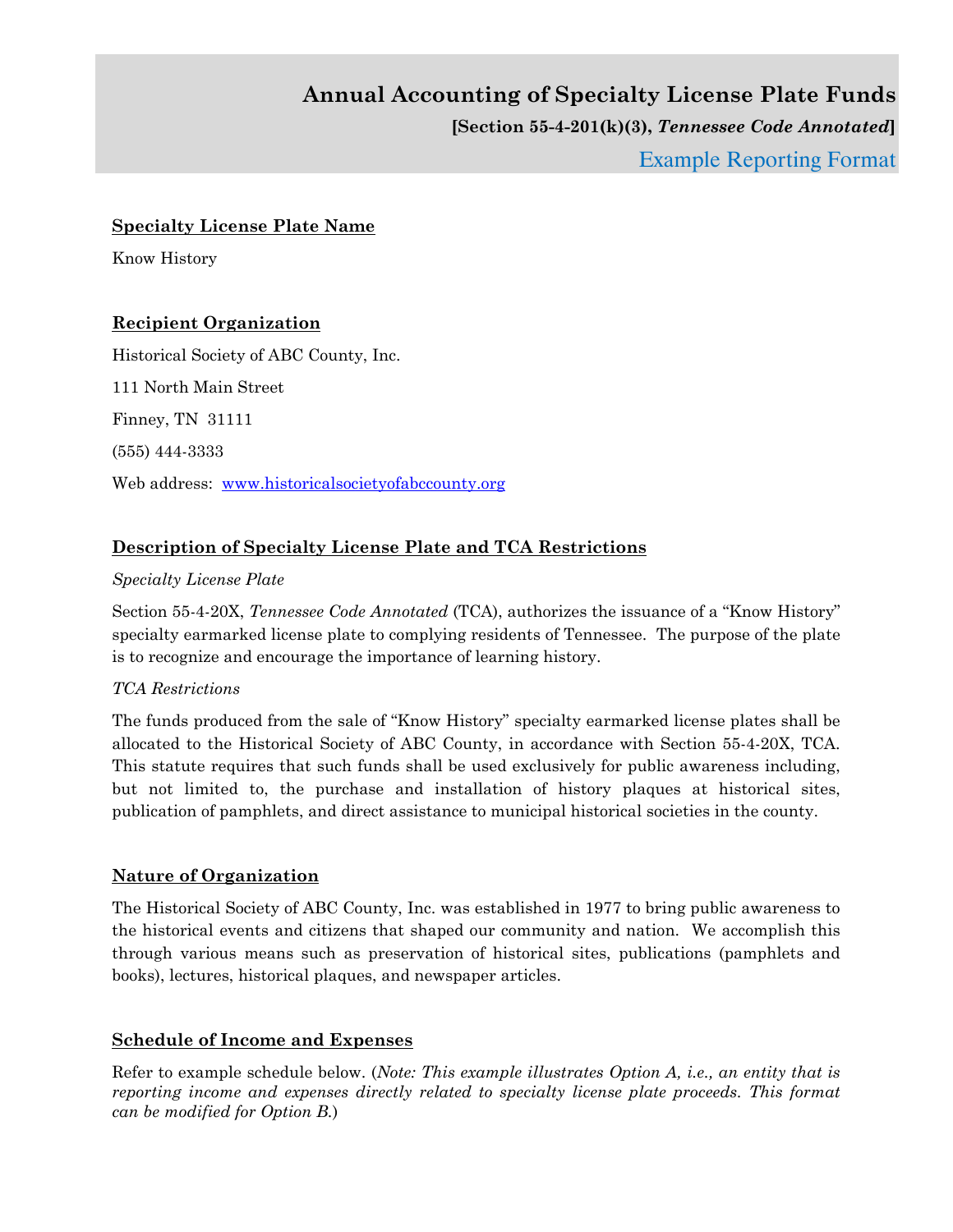# Annual Accounting of Specialty License Plate Funds

**[Section 55-4-201(k)(3), *Tennessee Code Annotated*]**

Example Reporting Format

## Specialty License Plate Name

Know History

## Recipient Organization

Historical Society of ABC County, Inc.

111 North Main Street

Finney, TN 31111

(555) 444-3333

Web address: [www.historicalsocietyofabccounty.org](http://www.historicalsocietyofabccounty.org)

## Description of Specialty License Plate and TCA Restrictions

*Specialty License Plate*

Section 55-4-20X, *Tennessee Code Annotated* (TCA), authorizes the issuance of a "Know History" specialty earmarked license plate to complying residents of Tennessee. The purpose of the plate is to recognize and encourage the importance of learning history.

*TCA Restrictions*

The funds produced from the sale of "Know History" specialty earmarked license plates shall be allocated to the Historical Society of ABC County, in accordance with Section 55-4-20X, TCA. This statute requires that such funds shall be used exclusively for public awareness including, but not limited to, the purchase and installation of history plaques at historical sites, publication of pamphlets, and direct assistance to municipal historical societies in the county.

## Nature of Organization

The Historical Society of ABC County, Inc. was established in 1977 to bring public awareness to the historical events and citizens that shaped our community and nation. We accomplish this through various means such as preservation of historical sites, publications (pamphlets and books), lectures, historical plaques, and newspaper articles.

## Schedule of Income and Expenses

Refer to example schedule below. (*Note: This example illustrates Option A, i.e., an entity that is reporting income and expenses directly related to specialty license plate proceeds. This format can be modified for Option B.*)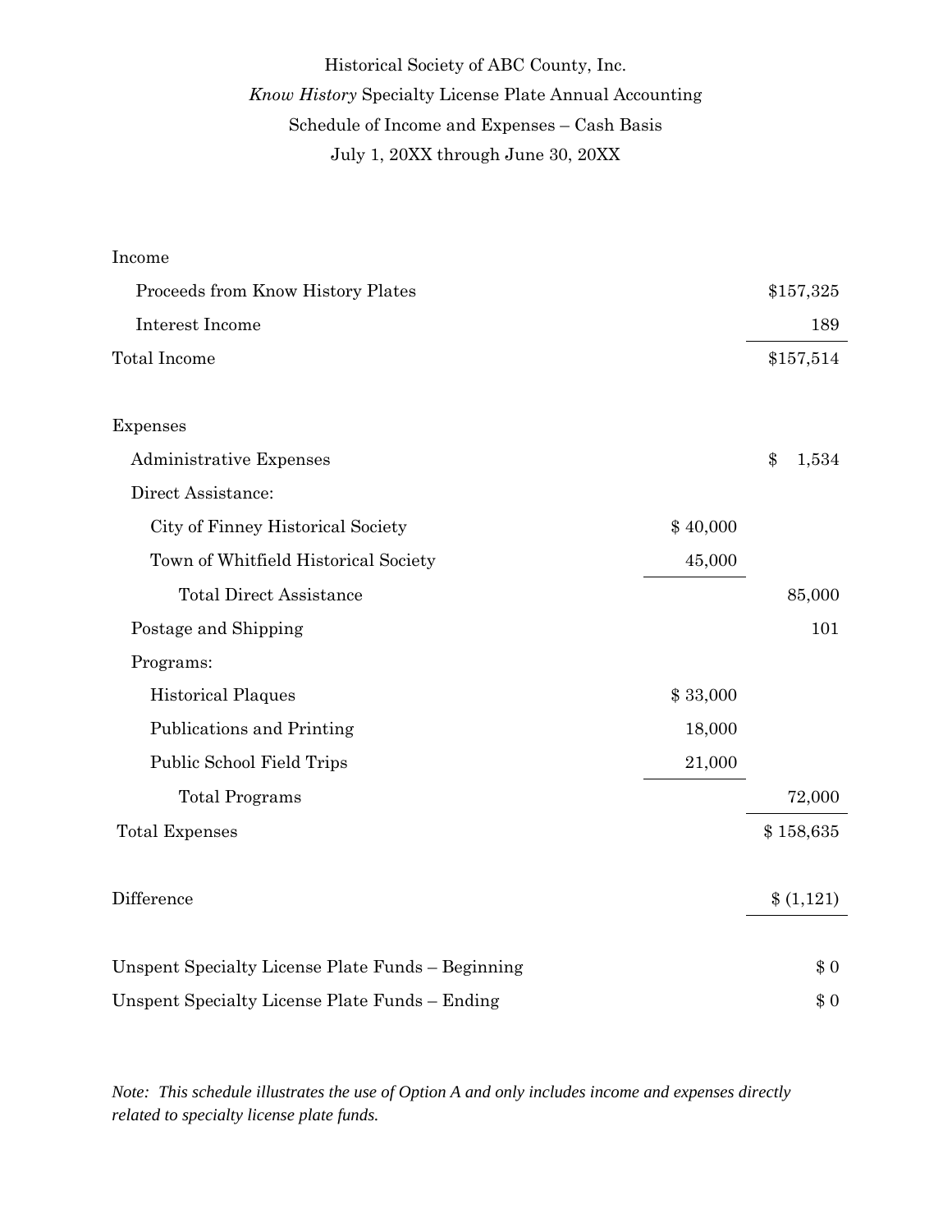Historical Society of ABC County, Inc.

*Know History* Specialty License Plate Annual Accounting

Schedule of Income and Expenses – Cash Basis

July 1, 20XX through June 30, 20XX

| | | |
|---|---|---|
| Income | | |
| Proceeds from Know History Plates | | $157,325 |
| Interest Income | | 189 |
| Total Income | | $157,514 |
| | | |
| Expenses | | |
| Administrative Expenses | | $ 1,534 |
| Direct Assistance: | | |
| City of Finney Historical Society | $ 40,000 | |
| Town of Whitfield Historical Society | 45,000 | |
| Total Direct Assistance | | 85,000 |
| Postage and Shipping | | 101 |
| Programs: | | |
| Historical Plaques | $ 33,000 | |
| Publications and Printing | 18,000 | |
| Public School Field Trips | 21,000 | |
| Total Programs | | 72,000 |
| Total Expenses | | $ 158,635 |
| | | |
| Difference | | $ (1,121) |
| | | |
| Unspent Specialty License Plate Funds – Beginning | | $ 0 |
| Unspent Specialty License Plate Funds – Ending | | $ 0 |

*Note: This schedule illustrates the use of Option A and only includes income and expenses directly related to specialty license plate funds.*